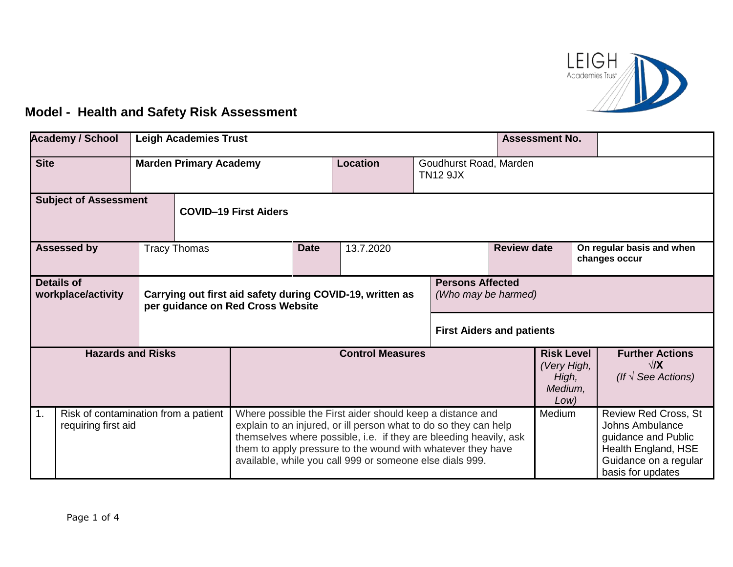## Model - Health and Safety Risk Assessment

| **Academy / School** | **Leigh Academies Trust** | **Assessment No.** | |
|---|---|---|---|
| **Site** | **Marden Primary Academy** | **Location** | Goudhurst Road, Marden TN12 9JX |
| **Subject of Assessment** | **COVID–19 First Aiders** | | |
| **Assessed by** | Tracy Thomas | **Date** | 13.7.2020 |
| **Review date** | **On regular basis and when changes occur** | | |
| **Details of workplace/activity** | **Carrying out first aid safety during COVID-19, written as per guidance on Red Cross Website** | **Persons Affected** *(Who may be harmed)* | **First Aiders and patients** |

| | **Hazards and Risks** | **Control Measures** | **Risk Level** *(Very High, High, Medium, Low)* | **Further Actions** √/**X** *(If √ See Actions)* |
|---|---|---|---|---|
| 1. | Risk of contamination from a patient requiring first aid | Where possible the First aider should keep a distance and explain to an injured, or ill person what to do so they can help themselves where possible, i.e. if they are bleeding heavily, ask them to apply pressure to the wound with whatever they have available, while you call 999 or someone else dials 999. | Medium | Review Red Cross, St Johns Ambulance guidance and Public Health England, HSE Guidance on a regular basis for updates |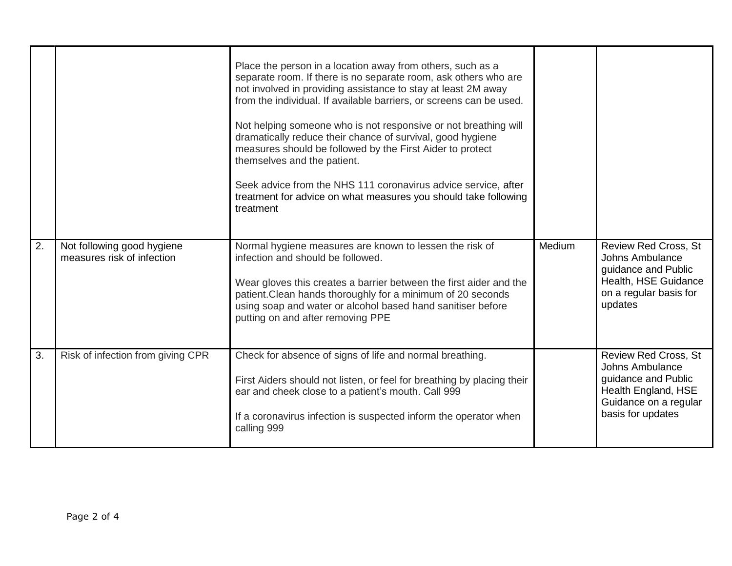| | | | | |
|---|---|---|---|---|
| | | Place the person in a location away from others, such as a separate room. If there is no separate room, ask others who are not involved in providing assistance to stay at least 2M away from the individual. If available barriers, or screens can be used.<br><br>Not helping someone who is not responsive or not breathing will dramatically reduce their chance of survival, good hygiene measures should be followed by the First Aider to protect themselves and the patient.<br><br>Seek advice from the NHS 111 coronavirus advice service, after treatment for advice on what measures you should take following treatment | | |
| 2. | Not following good hygiene measures risk of infection | Normal hygiene measures are known to lessen the risk of infection and should be followed.<br><br>Wear gloves this creates a barrier between the first aider and the patient.Clean hands thoroughly for a minimum of 20 seconds using soap and water or alcohol based hand sanitiser before putting on and after removing PPE | Medium | Review Red Cross, St Johns Ambulance guidance and Public Health, HSE Guidance on a regular basis for updates |
| 3. | Risk of infection from giving CPR | Check for absence of signs of life and normal breathing.<br><br>First Aiders should not listen, or feel for breathing by placing their ear and cheek close to a patient's mouth. Call 999<br><br>If a coronavirus infection is suspected inform the operator when calling 999 | | Review Red Cross, St Johns Ambulance guidance and Public Health England, HSE Guidance on a regular basis for updates |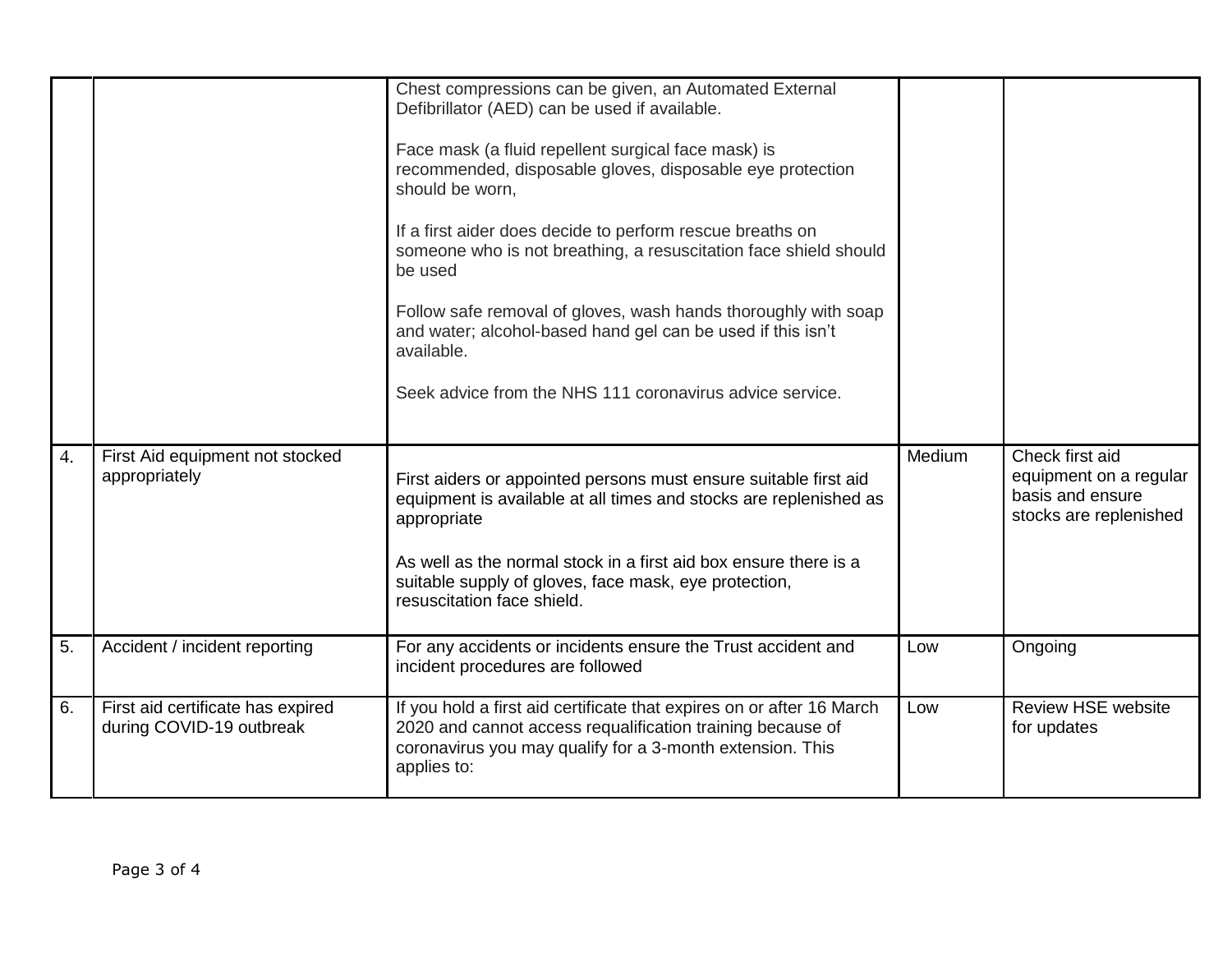| | | | | |
|---|---|---|---|---|
| | | Chest compressions can be given, an Automated External Defibrillator (AED) can be used if available.<br><br>Face mask (a fluid repellent surgical face mask) is recommended, disposable gloves, disposable eye protection should be worn,<br><br>If a first aider does decide to perform rescue breaths on someone who is not breathing, a resuscitation face shield should be used<br><br>Follow safe removal of gloves, wash hands thoroughly with soap and water; alcohol-based hand gel can be used if this isn't available.<br><br>Seek advice from the NHS 111 coronavirus advice service. | | |
| 4. | First Aid equipment not stocked appropriately | First aiders or appointed persons must ensure suitable first aid equipment is available at all times and stocks are replenished as appropriate<br><br>As well as the normal stock in a first aid box ensure there is a suitable supply of gloves, face mask, eye protection, resuscitation face shield. | Medium | Check first aid equipment on a regular basis and ensure stocks are replenished |
| 5. | Accident / incident reporting | For any accidents or incidents ensure the Trust accident and incident procedures are followed | Low | Ongoing |
| 6. | First aid certificate has expired during COVID-19 outbreak | If you hold a first aid certificate that expires on or after 16 March 2020 and cannot access requalification training because of coronavirus you may qualify for a 3-month extension. This applies to: | Low | Review HSE website for updates |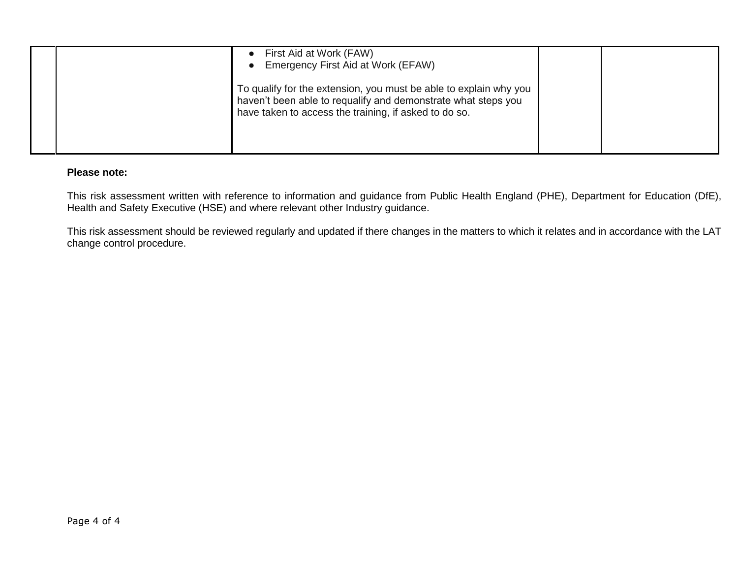| | | | | |
|---|---|---|---|---|
| | | • First Aid at Work (FAW)<br>• Emergency First Aid at Work (EFAW)<br><br>To qualify for the extension, you must be able to explain why you haven't been able to requalify and demonstrate what steps you have taken to access the training, if asked to do so. | | |

**Please note:**

This risk assessment written with reference to information and guidance from Public Health England (PHE), Department for Education (DfE), Health and Safety Executive (HSE) and where relevant other Industry guidance.

This risk assessment should be reviewed regularly and updated if there changes in the matters to which it relates and in accordance with the LAT change control procedure.